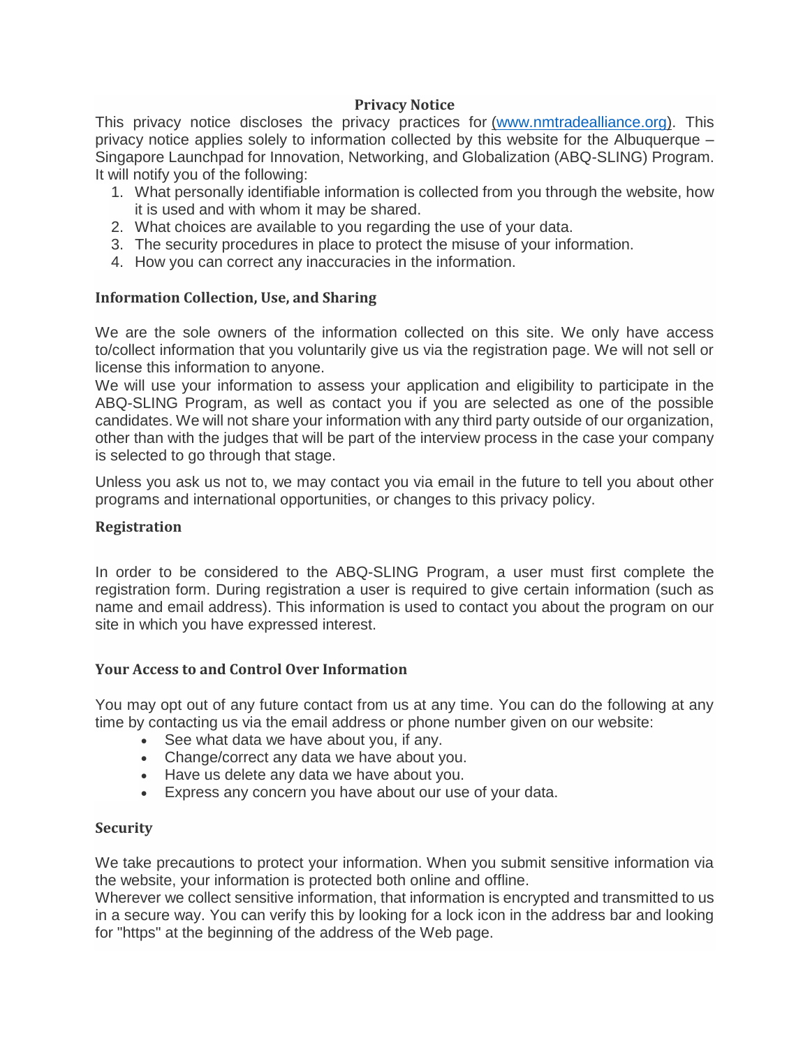# Privacy Notice

This privacy notice discloses the privacy practices for (www.nmtradealliance.org). This privacy notice applies solely to information collected by this website for the Albuquerque – Singapore Launchpad for Innovation, Networking, and Globalization (ABQ-SLING) Program. It will notify you of the following:

1. What personally identifiable information is collected from you through the website, how it is used and with whom it may be shared.
2. What choices are available to you regarding the use of your data.
3. The security procedures in place to protect the misuse of your information.
4. How you can correct any inaccuracies in the information.

## Information Collection, Use, and Sharing

We are the sole owners of the information collected on this site. We only have access to/collect information that you voluntarily give us via the registration page. We will not sell or license this information to anyone.

We will use your information to assess your application and eligibility to participate in the ABQ-SLING Program, as well as contact you if you are selected as one of the possible candidates. We will not share your information with any third party outside of our organization, other than with the judges that will be part of the interview process in the case your company is selected to go through that stage.

Unless you ask us not to, we may contact you via email in the future to tell you about other programs and international opportunities, or changes to this privacy policy.

## Registration

In order to be considered to the ABQ-SLING Program, a user must first complete the registration form. During registration a user is required to give certain information (such as name and email address). This information is used to contact you about the program on our site in which you have expressed interest.

## Your Access to and Control Over Information

You may opt out of any future contact from us at any time. You can do the following at any time by contacting us via the email address or phone number given on our website:

- See what data we have about you, if any.
- Change/correct any data we have about you.
- Have us delete any data we have about you.
- Express any concern you have about our use of your data.

## Security

We take precautions to protect your information. When you submit sensitive information via the website, your information is protected both online and offline.

Wherever we collect sensitive information, that information is encrypted and transmitted to us in a secure way. You can verify this by looking for a lock icon in the address bar and looking for "https" at the beginning of the address of the Web page.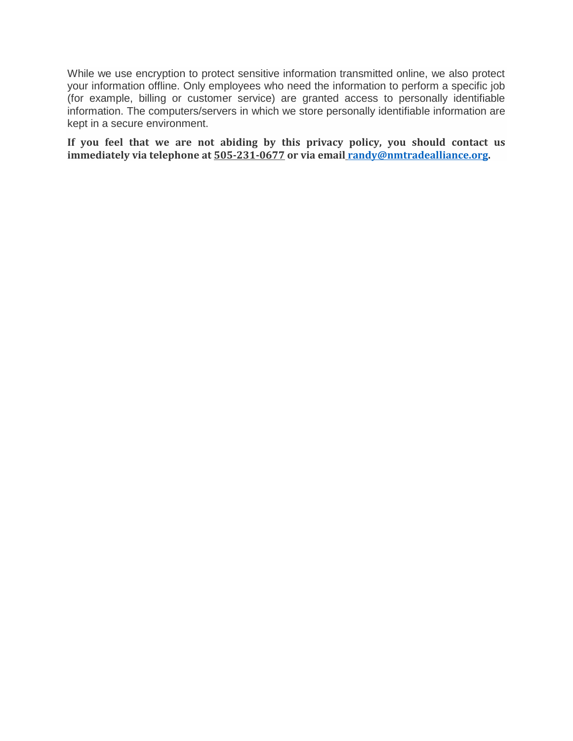While we use encryption to protect sensitive information transmitted online, we also protect your information offline. Only employees who need the information to perform a specific job (for example, billing or customer service) are granted access to personally identifiable information. The computers/servers in which we store personally identifiable information are kept in a secure environment.

**If you feel that we are not abiding by this privacy policy, you should contact us immediately via telephone at 505-231-0677 or via email randy@nmtradealliance.org.**